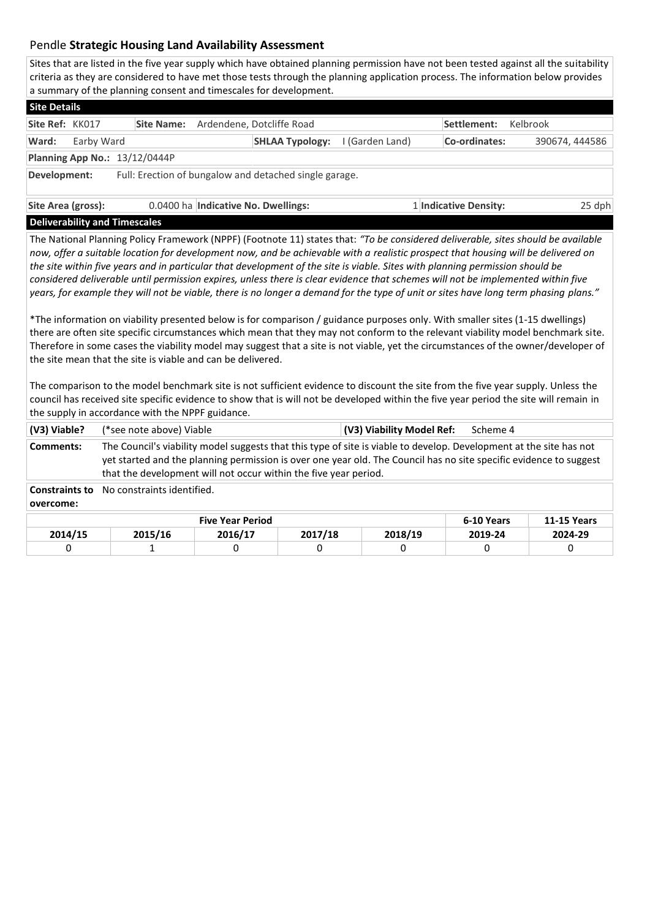# Pendle **Strategic Housing Land Availability Assessment**

Sites that are listed in the five year supply which have obtained planning permission have not been tested against all the suitability criteria as they are considered to have met those tests through the planning application process. The information below provides a summary of the planning consent and timescales for development.

## Site Details

| | | | | | |
|---|---|---|---|---|---|
| **Site Ref:** KK017 | **Site Name:** | Ardendene, Dotcliffe Road | | **Settlement:** | Kelbrook |
| **Ward:** Earby Ward | | **SHLAA Typology:** | I (Garden Land) | **Co-ordinates:** | 390674, 444586 |

**Planning App No.:** 13/12/0444P

**Development:** Full: Erection of bungalow and detached single garage.

| **Site Area (gross):** | 0.0400 ha | **Indicative No. Dwellings:** | 1 | **Indicative Density:** | 25 dph |
|---|---|---|---|---|---|

## Deliverability and Timescales

The National Planning Policy Framework (NPPF) (Footnote 11) states that: *"To be considered deliverable, sites should be available now, offer a suitable location for development now, and be achievable with a realistic prospect that housing will be delivered on the site within five years and in particular that development of the site is viable. Sites with planning permission should be considered deliverable until permission expires, unless there is clear evidence that schemes will not be implemented within five years, for example they will not be viable, there is no longer a demand for the type of unit or sites have long term phasing plans."*

*The information on viability presented below is for comparison / guidance purposes only. With smaller sites (1-15 dwellings) there are often site specific circumstances which mean that they may not conform to the relevant viability model benchmark site. Therefore in some cases the viability model may suggest that a site is not viable, yet the circumstances of the owner/developer of the site mean that the site is viable and can be delivered.

The comparison to the model benchmark site is not sufficient evidence to discount the site from the five year supply. Unless the council has received site specific evidence to show that is will not be developed within the five year period the site will remain in the supply in accordance with the NPPF guidance.

| **(V3) Viable?** | (*see note above) Viable | **(V3) Viability Model Ref:** | Scheme 4 |
|---|---|---|---|

**Comments:** The Council's viability model suggests that this type of site is viable to develop. Development at the site has not yet started and the planning permission is over one year old. The Council has no site specific evidence to suggest that the development will not occur within the five year period.

**Constraints to overcome:** No constraints identified.

| Five Year Period | | | | | 6-10 Years | 11-15 Years |
|---|---|---|---|---|---|---|
| **2014/15** | **2015/16** | **2016/17** | **2017/18** | **2018/19** | **2019-24** | **2024-29** |
| 0 | 1 | 0 | 0 | 0 | 0 | 0 |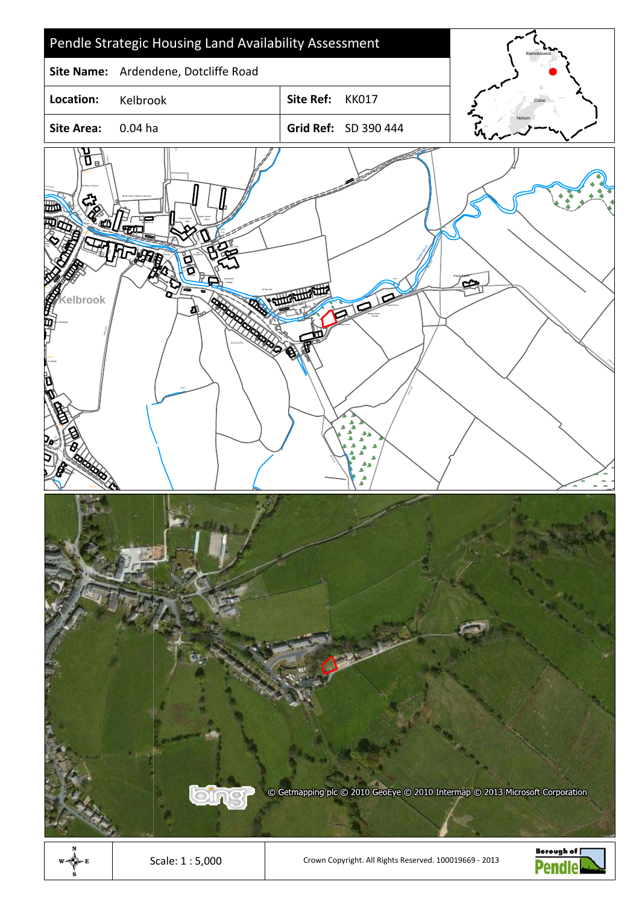# Pendle Strategic Housing Land Availability Assessment

| | | | |
|---|---|---|---|
| **Site Name:** | Ardendene, Dotcliffe Road | | |
| **Location:** | Kelbrook | **Site Ref:** | KK017 |
| **Site Area:** | 0.04 ha | **Grid Ref:** | SD 390 444 |

Barnoldswick

Colne

Nelson

Kelbrook

© Getmapping plc © 2010 GeoEye © 2010 Intermap © 2013 Microsoft Corporation

Scale: 1 : 5,000

Crown Copyright. All Rights Reserved. 100019669 - 2013

Borough of Pendle